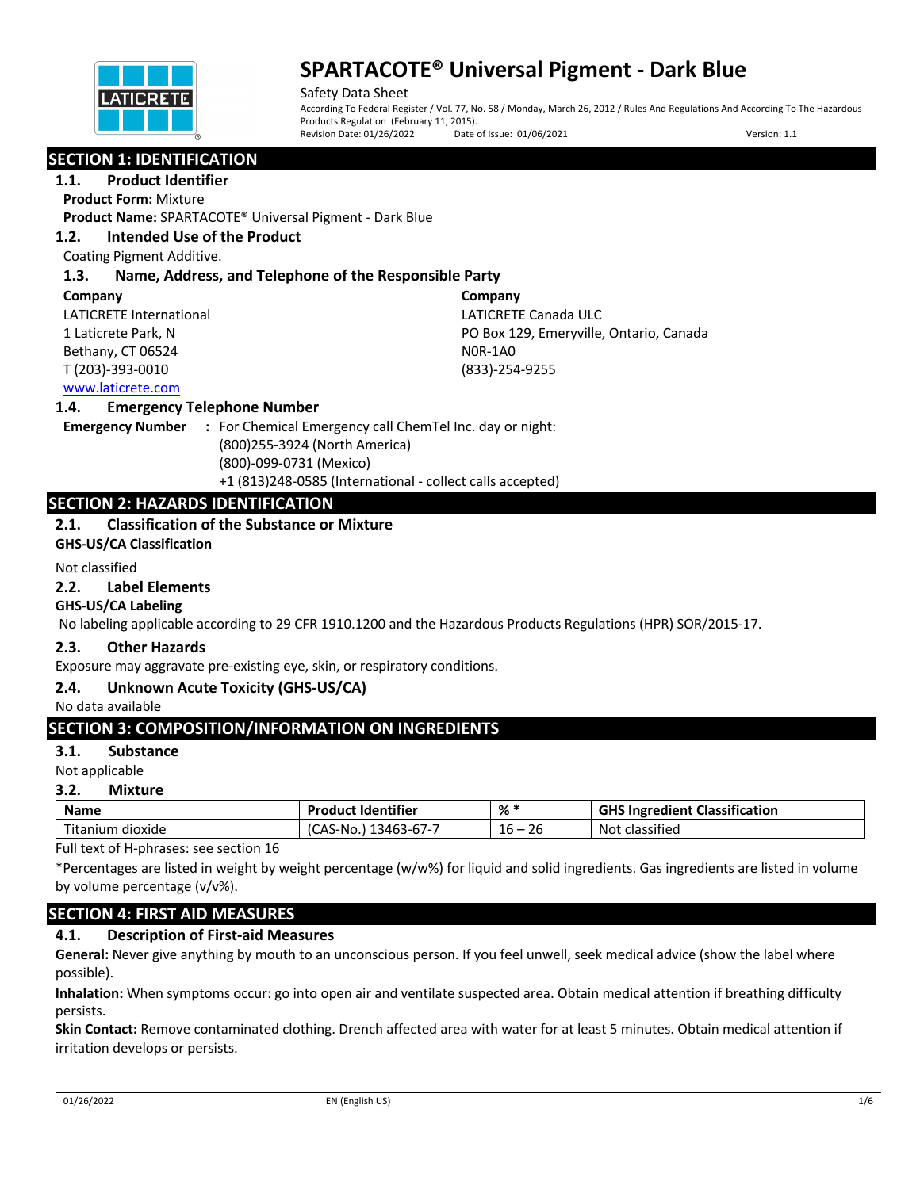# SPARTACOTE® Universal Pigment - Dark Blue

Safety Data Sheet

According To Federal Register / Vol. 77, No. 58 / Monday, March 26, 2012 / Rules And Regulations And According To The Hazardous Products Regulation (February 11, 2015).

Revision Date: 01/26/2022 Date of Issue: 01/06/2021 Version: 1.1

## SECTION 1: IDENTIFICATION

### 1.1. Product Identifier

**Product Form:** Mixture

**Product Name:** SPARTACOTE® Universal Pigment - Dark Blue

### 1.2. Intended Use of the Product

Coating Pigment Additive.

### 1.3. Name, Address, and Telephone of the Responsible Party

**Company**

LATICRETE International
1 Laticrete Park, N
Bethany, CT 06524
T (203)-393-0010
www.laticrete.com

**Company**

LATICRETE Canada ULC
PO Box 129, Emeryville, Ontario, Canada
N0R-1A0
(833)-254-9255

### 1.4. Emergency Telephone Number

**Emergency Number** : For Chemical Emergency call ChemTel Inc. day or night:
(800)255-3924 (North America)
(800)-099-0731 (Mexico)
+1 (813)248-0585 (International - collect calls accepted)

## SECTION 2: HAZARDS IDENTIFICATION

### 2.1. Classification of the Substance or Mixture

**GHS-US/CA Classification**

Not classified

### 2.2. Label Elements

**GHS-US/CA Labeling**

No labeling applicable according to 29 CFR 1910.1200 and the Hazardous Products Regulations (HPR) SOR/2015-17.

### 2.3. Other Hazards

Exposure may aggravate pre-existing eye, skin, or respiratory conditions.

### 2.4. Unknown Acute Toxicity (GHS-US/CA)

No data available

## SECTION 3: COMPOSITION/INFORMATION ON INGREDIENTS

### 3.1. Substance

Not applicable

### 3.2. Mixture

| Name | Product Identifier | % * | GHS Ingredient Classification |
|---|---|---|---|
| Titanium dioxide | (CAS-No.) 13463-67-7 | 16 – 26 | Not classified |

Full text of H-phrases: see section 16

*Percentages are listed in weight by weight percentage (w/w%) for liquid and solid ingredients. Gas ingredients are listed in volume by volume percentage (v/v%).

## SECTION 4: FIRST AID MEASURES

### 4.1. Description of First-aid Measures

**General:** Never give anything by mouth to an unconscious person. If you feel unwell, seek medical advice (show the label where possible).

**Inhalation:** When symptoms occur: go into open air and ventilate suspected area. Obtain medical attention if breathing difficulty persists.

**Skin Contact:** Remove contaminated clothing. Drench affected area with water for at least 5 minutes. Obtain medical attention if irritation develops or persists.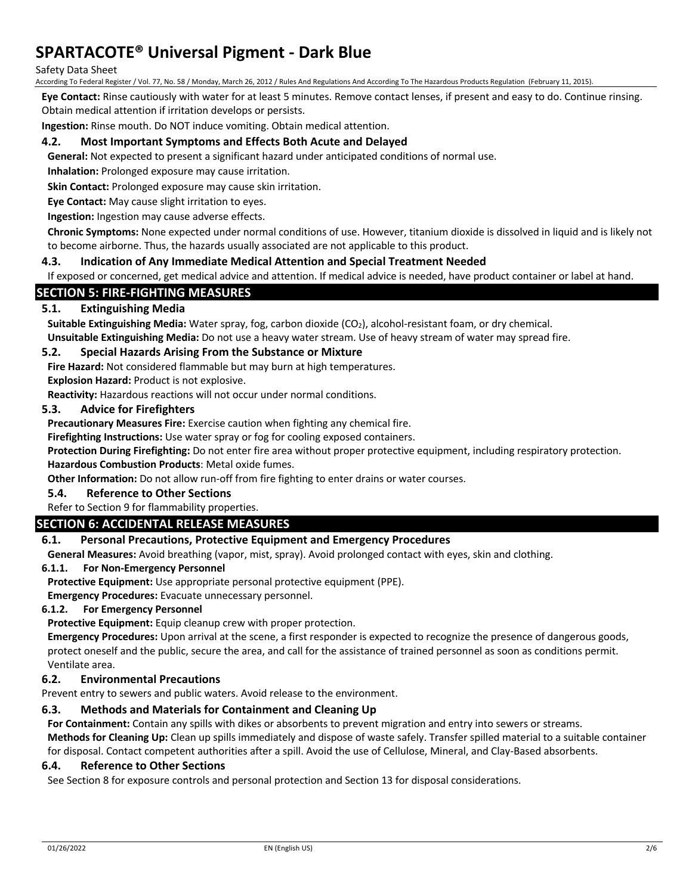**Eye Contact:** Rinse cautiously with water for at least 5 minutes. Remove contact lenses, if present and easy to do. Continue rinsing. Obtain medical attention if irritation develops or persists.

**Ingestion:** Rinse mouth. Do NOT induce vomiting. Obtain medical attention.

### 4.2. Most Important Symptoms and Effects Both Acute and Delayed

**General:** Not expected to present a significant hazard under anticipated conditions of normal use.

**Inhalation:** Prolonged exposure may cause irritation.

**Skin Contact:** Prolonged exposure may cause skin irritation.

**Eye Contact:** May cause slight irritation to eyes.

**Ingestion:** Ingestion may cause adverse effects.

**Chronic Symptoms:** None expected under normal conditions of use. However, titanium dioxide is dissolved in liquid and is likely not to become airborne. Thus, the hazards usually associated are not applicable to this product.

### 4.3. Indication of Any Immediate Medical Attention and Special Treatment Needed

If exposed or concerned, get medical advice and attention. If medical advice is needed, have product container or label at hand.

## SECTION 5: FIRE-FIGHTING MEASURES

### 5.1. Extinguishing Media

**Suitable Extinguishing Media:** Water spray, fog, carbon dioxide ($CO_2$), alcohol-resistant foam, or dry chemical.

**Unsuitable Extinguishing Media:** Do not use a heavy water stream. Use of heavy stream of water may spread fire.

### 5.2. Special Hazards Arising From the Substance or Mixture

**Fire Hazard:** Not considered flammable but may burn at high temperatures.

**Explosion Hazard:** Product is not explosive.

**Reactivity:** Hazardous reactions will not occur under normal conditions.

### 5.3. Advice for Firefighters

**Precautionary Measures Fire:** Exercise caution when fighting any chemical fire.

**Firefighting Instructions:** Use water spray or fog for cooling exposed containers.

**Protection During Firefighting:** Do not enter fire area without proper protective equipment, including respiratory protection.

**Hazardous Combustion Products**: Metal oxide fumes.

**Other Information:** Do not allow run-off from fire fighting to enter drains or water courses.

### 5.4. Reference to Other Sections

Refer to Section 9 for flammability properties.

## SECTION 6: ACCIDENTAL RELEASE MEASURES

### 6.1. Personal Precautions, Protective Equipment and Emergency Procedures

**General Measures:** Avoid breathing (vapor, mist, spray). Avoid prolonged contact with eyes, skin and clothing.

#### 6.1.1. For Non-Emergency Personnel

**Protective Equipment:** Use appropriate personal protective equipment (PPE).

**Emergency Procedures:** Evacuate unnecessary personnel.

#### 6.1.2. For Emergency Personnel

**Protective Equipment:** Equip cleanup crew with proper protection.

**Emergency Procedures:** Upon arrival at the scene, a first responder is expected to recognize the presence of dangerous goods, protect oneself and the public, secure the area, and call for the assistance of trained personnel as soon as conditions permit. Ventilate area.

### 6.2. Environmental Precautions

Prevent entry to sewers and public waters. Avoid release to the environment.

### 6.3. Methods and Materials for Containment and Cleaning Up

**For Containment:** Contain any spills with dikes or absorbents to prevent migration and entry into sewers or streams.

**Methods for Cleaning Up:** Clean up spills immediately and dispose of waste safely. Transfer spilled material to a suitable container for disposal. Contact competent authorities after a spill. Avoid the use of Cellulose, Mineral, and Clay-Based absorbents.

### 6.4. Reference to Other Sections

See Section 8 for exposure controls and personal protection and Section 13 for disposal considerations.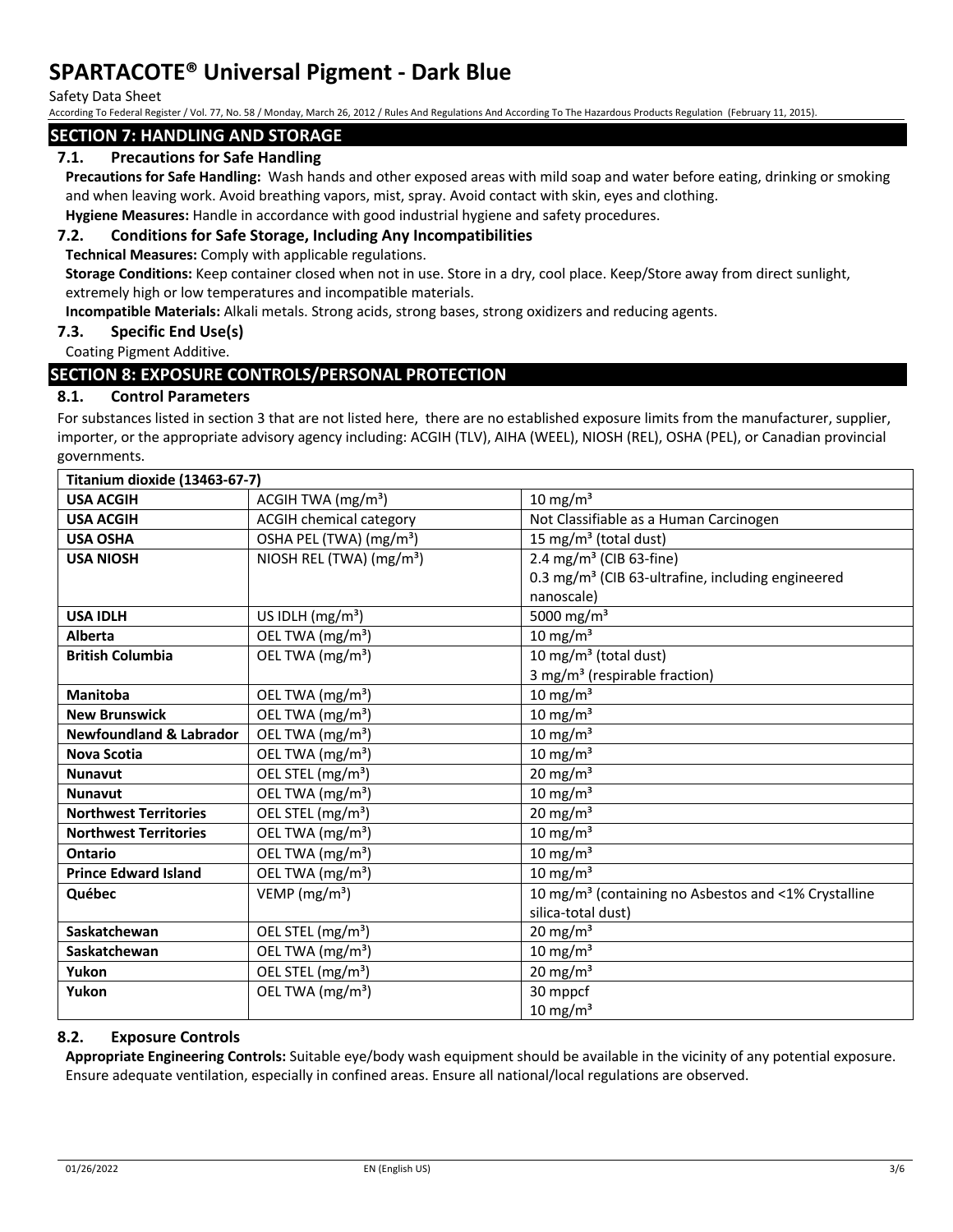## SECTION 7: HANDLING AND STORAGE

### 7.1. Precautions for Safe Handling

**Precautions for Safe Handling:** Wash hands and other exposed areas with mild soap and water before eating, drinking or smoking and when leaving work. Avoid breathing vapors, mist, spray. Avoid contact with skin, eyes and clothing.

**Hygiene Measures:** Handle in accordance with good industrial hygiene and safety procedures.

### 7.2. Conditions for Safe Storage, Including Any Incompatibilities

**Technical Measures:** Comply with applicable regulations.

**Storage Conditions:** Keep container closed when not in use. Store in a dry, cool place. Keep/Store away from direct sunlight, extremely high or low temperatures and incompatible materials.

**Incompatible Materials:** Alkali metals. Strong acids, strong bases, strong oxidizers and reducing agents.

### 7.3. Specific End Use(s)

Coating Pigment Additive.

## SECTION 8: EXPOSURE CONTROLS/PERSONAL PROTECTION

### 8.1. Control Parameters

For substances listed in section 3 that are not listed here, there are no established exposure limits from the manufacturer, supplier, importer, or the appropriate advisory agency including: ACGIH (TLV), AIHA (WEEL), NIOSH (REL), OSHA (PEL), or Canadian provincial governments.

| Titanium dioxide (13463-67-7) | | |
|---|---|---|
| **USA ACGIH** | ACGIH TWA (mg/m³) | 10 mg/m³ |
| **USA ACGIH** | ACGIH chemical category | Not Classifiable as a Human Carcinogen |
| **USA OSHA** | OSHA PEL (TWA) (mg/m³) | 15 mg/m³ (total dust) |
| **USA NIOSH** | NIOSH REL (TWA) (mg/m³) | 2.4 mg/m³ (CIB 63-fine)<br>0.3 mg/m³ (CIB 63-ultrafine, including engineered nanoscale) |
| **USA IDLH** | US IDLH (mg/m³) | 5000 mg/m³ |
| **Alberta** | OEL TWA (mg/m³) | 10 mg/m³ |
| **British Columbia** | OEL TWA (mg/m³) | 10 mg/m³ (total dust)<br>3 mg/m³ (respirable fraction) |
| **Manitoba** | OEL TWA (mg/m³) | 10 mg/m³ |
| **New Brunswick** | OEL TWA (mg/m³) | 10 mg/m³ |
| **Newfoundland & Labrador** | OEL TWA (mg/m³) | 10 mg/m³ |
| **Nova Scotia** | OEL TWA (mg/m³) | 10 mg/m³ |
| **Nunavut** | OEL STEL (mg/m³) | 20 mg/m³ |
| **Nunavut** | OEL TWA (mg/m³) | 10 mg/m³ |
| **Northwest Territories** | OEL STEL (mg/m³) | 20 mg/m³ |
| **Northwest Territories** | OEL TWA (mg/m³) | 10 mg/m³ |
| **Ontario** | OEL TWA (mg/m³) | 10 mg/m³ |
| **Prince Edward Island** | OEL TWA (mg/m³) | 10 mg/m³ |
| **Québec** | VEMP (mg/m³) | 10 mg/m³ (containing no Asbestos and <1% Crystalline silica-total dust) |
| **Saskatchewan** | OEL STEL (mg/m³) | 20 mg/m³ |
| **Saskatchewan** | OEL TWA (mg/m³) | 10 mg/m³ |
| **Yukon** | OEL STEL (mg/m³) | 20 mg/m³ |
| **Yukon** | OEL TWA (mg/m³) | 30 mppcf<br>10 mg/m³ |

### 8.2. Exposure Controls

**Appropriate Engineering Controls:** Suitable eye/body wash equipment should be available in the vicinity of any potential exposure. Ensure adequate ventilation, especially in confined areas. Ensure all national/local regulations are observed.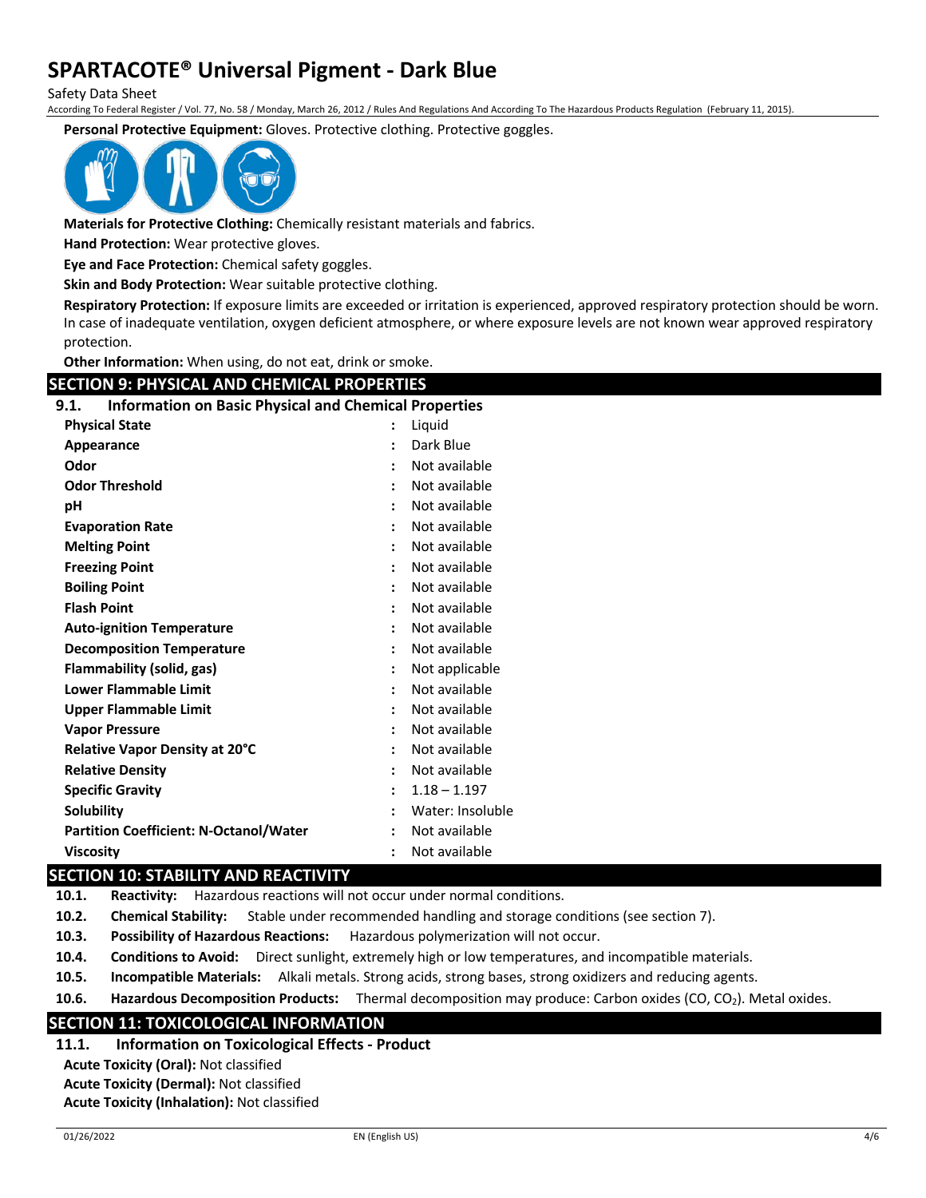**Personal Protective Equipment:** Gloves. Protective clothing. Protective goggles.

**Materials for Protective Clothing:** Chemically resistant materials and fabrics.

**Hand Protection:** Wear protective gloves.

**Eye and Face Protection:** Chemical safety goggles.

**Skin and Body Protection:** Wear suitable protective clothing.

**Respiratory Protection:** If exposure limits are exceeded or irritation is experienced, approved respiratory protection should be worn. In case of inadequate ventilation, oxygen deficient atmosphere, or where exposure levels are not known wear approved respiratory protection.

**Other Information:** When using, do not eat, drink or smoke.

## SECTION 9: PHYSICAL AND CHEMICAL PROPERTIES

### 9.1. Information on Basic Physical and Chemical Properties

| Property | | Value |
|---|---|---|
| **Physical State** | : | Liquid |
| **Appearance** | : | Dark Blue |
| **Odor** | : | Not available |
| **Odor Threshold** | : | Not available |
| **pH** | : | Not available |
| **Evaporation Rate** | : | Not available |
| **Melting Point** | : | Not available |
| **Freezing Point** | : | Not available |
| **Boiling Point** | : | Not available |
| **Flash Point** | : | Not available |
| **Auto-ignition Temperature** | : | Not available |
| **Decomposition Temperature** | : | Not available |
| **Flammability (solid, gas)** | : | Not applicable |
| **Lower Flammable Limit** | : | Not available |
| **Upper Flammable Limit** | : | Not available |
| **Vapor Pressure** | : | Not available |
| **Relative Vapor Density at 20°C** | : | Not available |
| **Relative Density** | : | Not available |
| **Specific Gravity** | : | 1.18 – 1.197 |
| **Solubility** | : | Water: Insoluble |
| **Partition Coefficient: N-Octanol/Water** | : | Not available |
| **Viscosity** | : | Not available |

## SECTION 10: STABILITY AND REACTIVITY

**10.1. Reactivity:** Hazardous reactions will not occur under normal conditions.

**10.2. Chemical Stability:** Stable under recommended handling and storage conditions (see section 7).

**10.3. Possibility of Hazardous Reactions:** Hazardous polymerization will not occur.

**10.4. Conditions to Avoid:** Direct sunlight, extremely high or low temperatures, and incompatible materials.

**10.5. Incompatible Materials:** Alkali metals. Strong acids, strong bases, strong oxidizers and reducing agents.

**10.6. Hazardous Decomposition Products:** Thermal decomposition may produce: Carbon oxides ($CO$, $CO_2$). Metal oxides.

## SECTION 11: TOXICOLOGICAL INFORMATION

### 11.1. Information on Toxicological Effects - Product

**Acute Toxicity (Oral):** Not classified

**Acute Toxicity (Dermal):** Not classified

**Acute Toxicity (Inhalation):** Not classified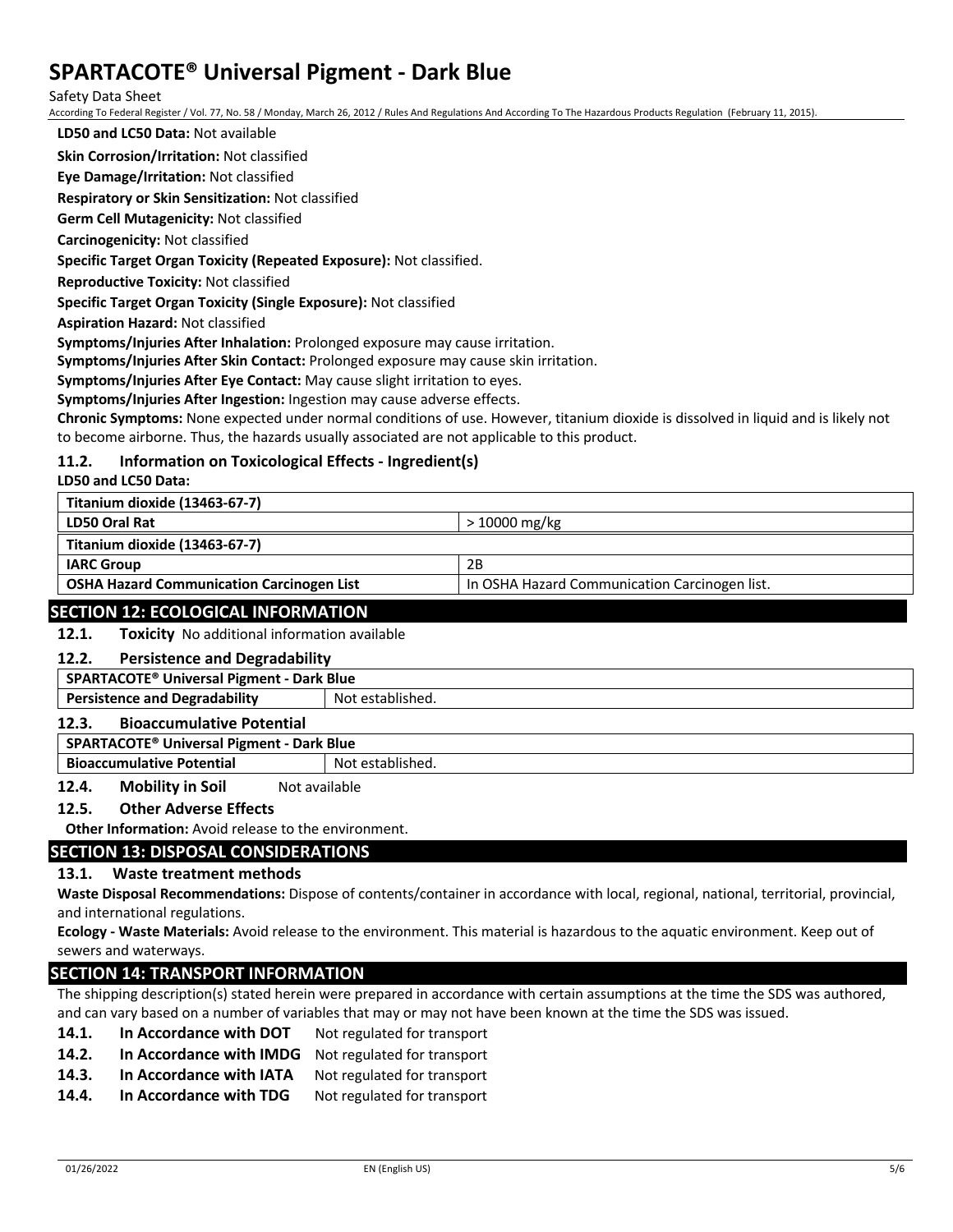**LD50 and LC50 Data:** Not available

**Skin Corrosion/Irritation:** Not classified

**Eye Damage/Irritation:** Not classified

**Respiratory or Skin Sensitization:** Not classified

**Germ Cell Mutagenicity:** Not classified

**Carcinogenicity:** Not classified

**Specific Target Organ Toxicity (Repeated Exposure):** Not classified.

**Reproductive Toxicity:** Not classified

**Specific Target Organ Toxicity (Single Exposure):** Not classified

**Aspiration Hazard:** Not classified

**Symptoms/Injuries After Inhalation:** Prolonged exposure may cause irritation.

**Symptoms/Injuries After Skin Contact:** Prolonged exposure may cause skin irritation.

**Symptoms/Injuries After Eye Contact:** May cause slight irritation to eyes.

**Symptoms/Injuries After Ingestion:** Ingestion may cause adverse effects.

**Chronic Symptoms:** None expected under normal conditions of use. However, titanium dioxide is dissolved in liquid and is likely not to become airborne. Thus, the hazards usually associated are not applicable to this product.

### 11.2. Information on Toxicological Effects - Ingredient(s)

**LD50 and LC50 Data:**

| **Titanium dioxide (13463-67-7)** | |
|---|---|
| **LD50 Oral Rat** | > 10000 mg/kg |
| **Titanium dioxide (13463-67-7)** | |
| **IARC Group** | 2B |
| **OSHA Hazard Communication Carcinogen List** | In OSHA Hazard Communication Carcinogen list. |

## SECTION 12: ECOLOGICAL INFORMATION

### 12.1. Toxicity

No additional information available

### 12.2. Persistence and Degradability

| **SPARTACOTE® Universal Pigment - Dark Blue** | |
|---|---|
| **Persistence and Degradability** | Not established. |

### 12.3. Bioaccumulative Potential

| **SPARTACOTE® Universal Pigment - Dark Blue** | |
|---|---|
| **Bioaccumulative Potential** | Not established. |

### 12.4. Mobility in Soil

Not available

### 12.5. Other Adverse Effects

**Other Information:** Avoid release to the environment.

## SECTION 13: DISPOSAL CONSIDERATIONS

### 13.1. Waste treatment methods

**Waste Disposal Recommendations:** Dispose of contents/container in accordance with local, regional, national, territorial, provincial, and international regulations.

**Ecology - Waste Materials:** Avoid release to the environment. This material is hazardous to the aquatic environment. Keep out of sewers and waterways.

## SECTION 14: TRANSPORT INFORMATION

The shipping description(s) stated herein were prepared in accordance with certain assumptions at the time the SDS was authored, and can vary based on a number of variables that may or may not have been known at the time the SDS was issued.

**14.1. In Accordance with DOT** Not regulated for transport

**14.2. In Accordance with IMDG** Not regulated for transport

**14.3. In Accordance with IATA** Not regulated for transport

**14.4. In Accordance with TDG** Not regulated for transport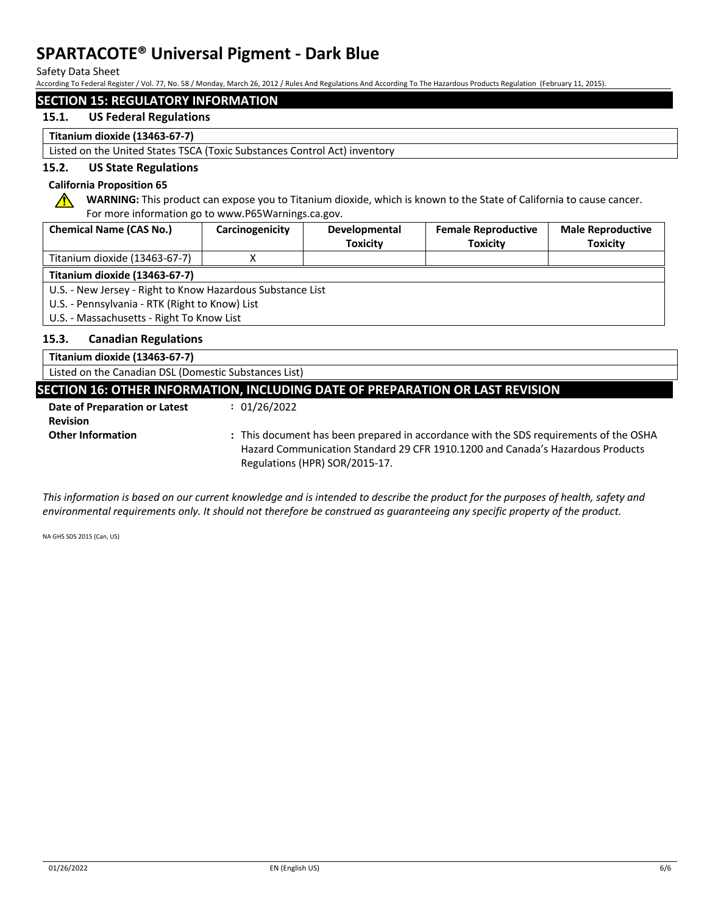## SECTION 15: REGULATORY INFORMATION

### 15.1. US Federal Regulations

| **Titanium dioxide (13463-67-7)** |
|---|
| Listed on the United States TSCA (Toxic Substances Control Act) inventory |

### 15.2. US State Regulations

**California Proposition 65**

**WARNING:** This product can expose you to Titanium dioxide, which is known to the State of California to cause cancer. For more information go to www.P65Warnings.ca.gov.

| Chemical Name (CAS No.) | Carcinogenicity | Developmental Toxicity | Female Reproductive Toxicity | Male Reproductive Toxicity |
|---|---|---|---|---|
| Titanium dioxide (13463-67-7) | X | | | |

| **Titanium dioxide (13463-67-7)** |
|---|
| U.S. - New Jersey - Right to Know Hazardous Substance List |
| U.S. - Pennsylvania - RTK (Right to Know) List |
| U.S. - Massachusetts - Right To Know List |

### 15.3. Canadian Regulations

| **Titanium dioxide (13463-67-7)** |
|---|
| Listed on the Canadian DSL (Domestic Substances List) |

## SECTION 16: OTHER INFORMATION, INCLUDING DATE OF PREPARATION OR LAST REVISION

**Date of Preparation or Latest Revision** : 01/26/2022

**Other Information** : This document has been prepared in accordance with the SDS requirements of the OSHA Hazard Communication Standard 29 CFR 1910.1200 and Canada's Hazardous Products Regulations (HPR) SOR/2015-17.

*This information is based on our current knowledge and is intended to describe the product for the purposes of health, safety and environmental requirements only. It should not therefore be construed as guaranteeing any specific property of the product.*

NA GHS SDS 2015 (Can, US)